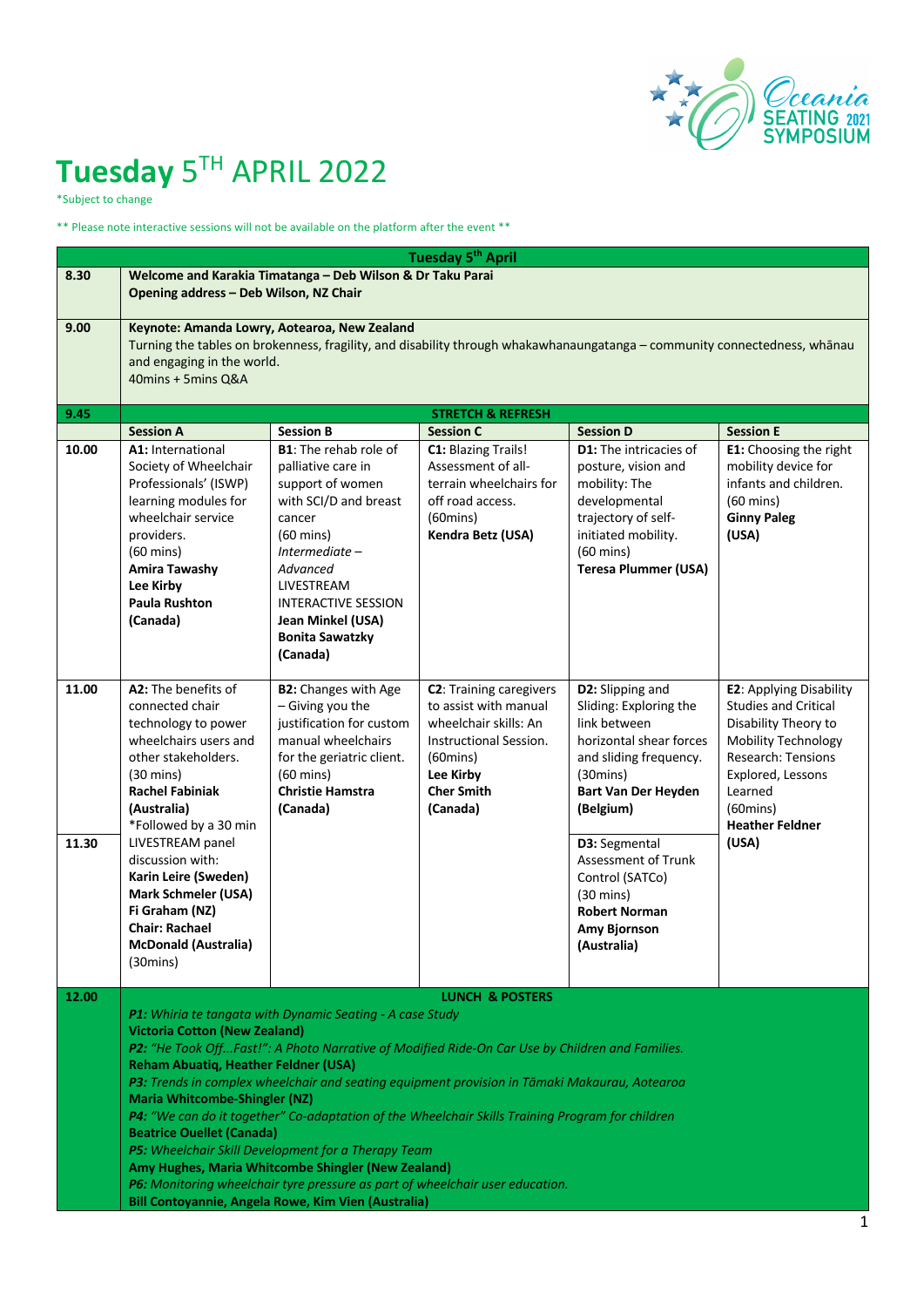# Tuesday 5TH APRIL 2022

*Subject to change

** Please note interactive sessions will not be available on the platform after the event **

| Tuesday 5th April | | | | | |
|---|---|---|---|---|---|
| 8.30 | **Welcome and Karakia Timatanga – Deb Wilson & Dr Taku Parai**<br>**Opening address – Deb Wilson, NZ Chair** | | | | |
| 9.00 | **Keynote: Amanda Lowry, Aotearoa, New Zealand**<br>Turning the tables on brokenness, fragility, and disability through whakawhanaungatanga – community connectedness, whānau and engaging in the world.<br>40mins + 5mins Q&A | | | | |
| 9.45 | **STRETCH & REFRESH** | | | | |
| | **Session A** | **Session B** | **Session C** | **Session D** | **Session E** |
| 10.00 | **A1:** International Society of Wheelchair Professionals' (ISWP) learning modules for wheelchair service providers.<br>(60 mins)<br>**Amira Tawashy**<br>**Lee Kirby**<br>**Paula Rushton**<br>**(Canada)** | **B1**: The rehab role of palliative care in support of women with SCI/D and breast cancer<br>(60 mins)<br>*Intermediate – Advanced*<br>LIVESTREAM INTERACTIVE SESSION<br>**Jean Minkel (USA)**<br>**Bonita Sawatzky (Canada)** | **C1:** Blazing Trails! Assessment of all-terrain wheelchairs for off road access.<br>(60mins)<br>**Kendra Betz (USA)** | **D1:** The intricacies of posture, vision and mobility: The developmental trajectory of self-initiated mobility.<br>(60 mins)<br>**Teresa Plummer (USA)** | **E1:** Choosing the right mobility device for infants and children.<br>(60 mins)<br>**Ginny Paleg (USA)** |
| 11.00 | **A2:** The benefits of connected chair technology to power wheelchairs users and other stakeholders.<br>(30 mins)<br>**Rachel Fabiniak (Australia)**<br>*Followed by a 30 min LIVESTREAM panel discussion with:<br>**Karin Leire (Sweden)**<br>**Mark Schmeler (USA)**<br>**Fi Graham (NZ)**<br>**Chair: Rachael McDonald (Australia)**<br>(30mins) | **B2:** Changes with Age – Giving you the justification for custom manual wheelchairs for the geriatric client.<br>(60 mins)<br>**Christie Hamstra (Canada)** | **C2**: Training caregivers to assist with manual wheelchair skills: An Instructional Session.<br>(60mins)<br>**Lee Kirby**<br>**Cher Smith**<br>**(Canada)** | **D2:** Slipping and Sliding: Exploring the link between horizontal shear forces and sliding frequency.<br>(30mins)<br>**Bart Van Der Heyden (Belgium)** | **E2**: Applying Disability Studies and Critical Disability Theory to Mobility Technology Research: Tensions Explored, Lessons Learned<br>(60mins)<br>**Heather Feldner (USA)** |
| 11.30 | | | | **D3:** Segmental Assessment of Trunk Control (SATCo)<br>(30 mins)<br>**Robert Norman**<br>**Amy Bjornson (Australia)** | |
| 12.00 | **LUNCH & POSTERS**<br>***P1:*** *Whiria te tangata with Dynamic Seating - A case Study*<br>**Victoria Cotton (New Zealand)**<br>***P2:*** *"He Took Off...Fast!": A Photo Narrative of Modified Ride-On Car Use by Children and Families.*<br>**Reham Abuatiq, Heather Feldner (USA)**<br>***P3:*** *Trends in complex wheelchair and seating equipment provision in Tāmaki Makaurau, Aotearoa*<br>**Maria Whitcombe-Shingler (NZ)**<br>***P4:*** *"We can do it together" Co-adaptation of the Wheelchair Skills Training Program for children*<br>**Beatrice Ouellet (Canada)**<br>***P5:*** *Wheelchair Skill Development for a Therapy Team*<br>**Amy Hughes, Maria Whitcombe Shingler (New Zealand)**<br>***P6:*** *Monitoring wheelchair tyre pressure as part of wheelchair user education.*<br>**Bill Contoyannie, Angela Rowe, Kim Vien (Australia)** | | | | |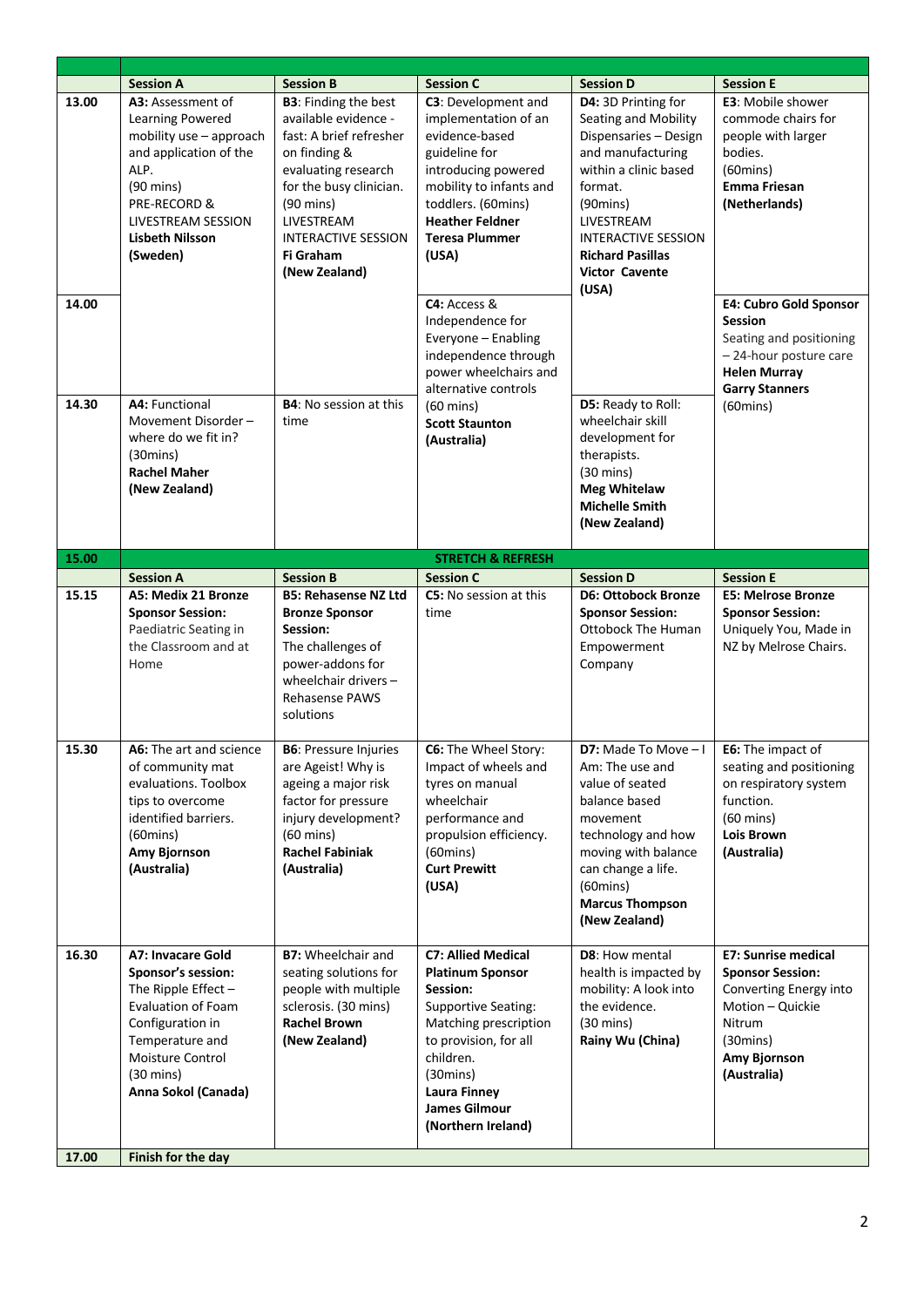| | Session A | Session B | Session C | Session D | Session E |
|---|---|---|---|---|---|
| 13.00 | **A3:** Assessment of Learning Powered mobility use – approach and application of the ALP. (90 mins) PRE-RECORD & LIVESTREAM SESSION **Lisbeth Nilsson (Sweden)** | **B3**: Finding the best available evidence - fast: A brief refresher on finding & evaluating research for the busy clinician. (90 mins) LIVESTREAM INTERACTIVE SESSION **Fi Graham (New Zealand)** | **C3**: Development and implementation of an evidence-based guideline for introducing powered mobility to infants and toddlers. (60mins) **Heather Feldner Teresa Plummer (USA)** | **D4:** 3D Printing for Seating and Mobility Dispensaries – Design and manufacturing within a clinic based format. (90mins) LIVESTREAM INTERACTIVE SESSION **Richard Pasillas Victor Cavente (USA)** | **E3**: Mobile shower commode chairs for people with larger bodies. (60mins) **Emma Friesan (Netherlands)** |
| 14.00 | | | **C4:** Access & Independence for Everyone – Enabling independence through power wheelchairs and alternative controls (60 mins) **Scott Staunton (Australia)** | | **E4: Cubro Gold Sponsor Session** Seating and positioning – 24-hour posture care **Helen Murray Garry Stanners** (60mins) |
| 14.30 | **A4:** Functional Movement Disorder – where do we fit in? (30mins) **Rachel Maher (New Zealand)** | **B4**: No session at this time | | **D5:** Ready to Roll: wheelchair skill development for therapists. (30 mins) **Meg Whitelaw Michelle Smith (New Zealand)** | |
| **15.00** | **STRETCH & REFRESH** | | | | |
| | **Session A** | **Session B** | **Session C** | **Session D** | **Session E** |
| 15.15 | **A5: Medix 21 Bronze Sponsor Session:** Paediatric Seating in the Classroom and at Home | **B5: Rehasense NZ Ltd Bronze Sponsor Session:** The challenges of power-addons for wheelchair drivers – Rehasense PAWS solutions | **C5:** No session at this time | **D6: Ottobock Bronze Sponsor Session:** Ottobock The Human Empowerment Company | **E5: Melrose Bronze Sponsor Session:** Uniquely You, Made in NZ by Melrose Chairs. |
| 15.30 | **A6:** The art and science of community mat evaluations. Toolbox tips to overcome identified barriers. (60mins) **Amy Bjornson (Australia)** | **B6**: Pressure Injuries are Ageist! Why is ageing a major risk factor for pressure injury development? (60 mins) **Rachel Fabiniak (Australia)** | **C6:** The Wheel Story: Impact of wheels and tyres on manual wheelchair performance and propulsion efficiency. (60mins) **Curt Prewitt (USA)** | **D7:** Made To Move – I Am: The use and value of seated balance based movement technology and how moving with balance can change a life. (60mins) **Marcus Thompson (New Zealand)** | **E6:** The impact of seating and positioning on respiratory system function. (60 mins) **Lois Brown (Australia)** |
| 16.30 | **A7: Invacare Gold Sponsor's session:** The Ripple Effect – Evaluation of Foam Configuration in Temperature and Moisture Control (30 mins) **Anna Sokol (Canada)** | **B7:** Wheelchair and seating solutions for people with multiple sclerosis. (30 mins) **Rachel Brown (New Zealand)** | **C7: Allied Medical Platinum Sponsor Session:** Supportive Seating: Matching prescription to provision, for all children. (30mins) **Laura Finney James Gilmour (Northern Ireland)** | **D8**: How mental health is impacted by mobility: A look into the evidence. (30 mins) **Rainy Wu (China)** | **E7: Sunrise medical Sponsor Session:** Converting Energy into Motion – Quickie Nitrum (30mins) **Amy Bjornson (Australia)** |
| **17.00** | **Finish for the day** | | | | |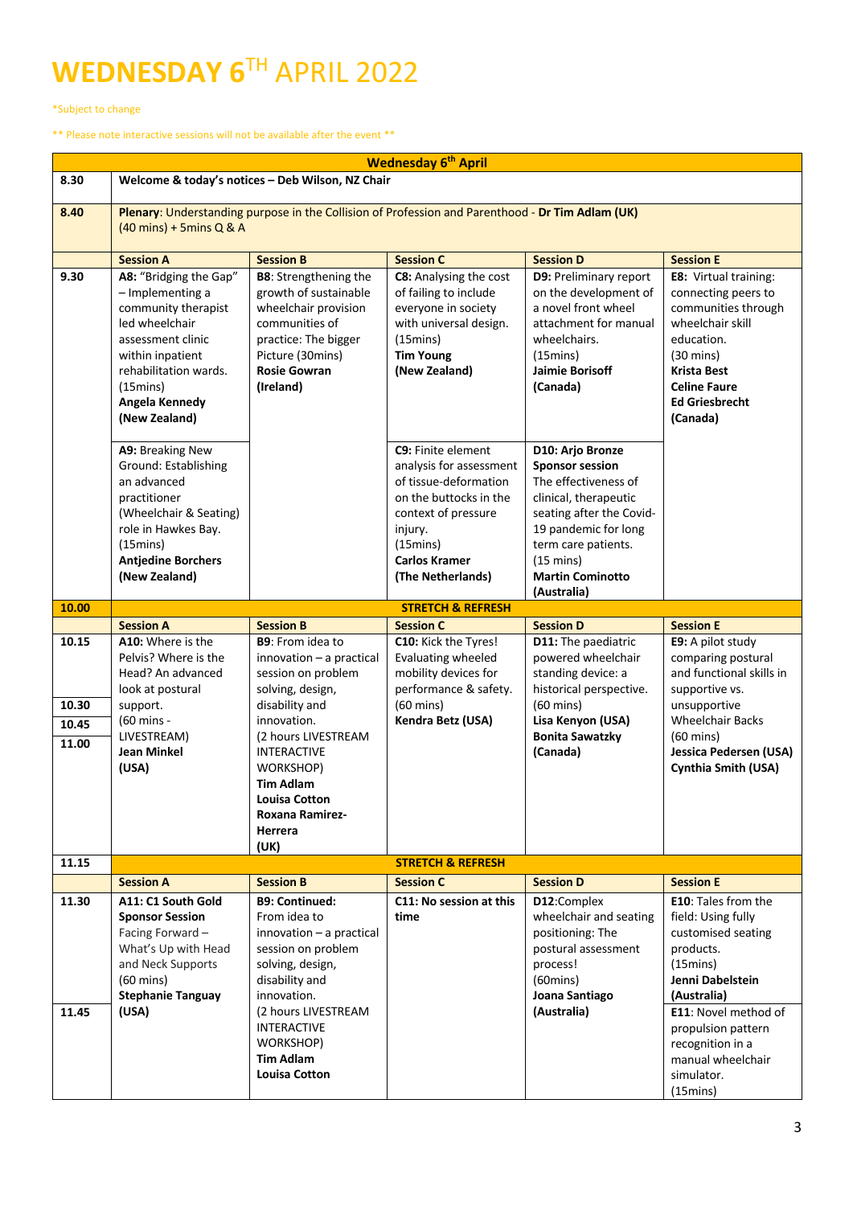# WEDNESDAY 6TH APRIL 2022

*Subject to change

** Please note interactive sessions will not be available after the event **

| Wednesday 6th April | | | | | |
|---|---|---|---|---|---|
| 8.30 | **Welcome & today's notices – Deb Wilson, NZ Chair** | | | | |
| 8.40 | **Plenary**: Understanding purpose in the Collision of Profession and Parenthood - **Dr Tim Adlam (UK)** (40 mins) + 5mins Q & A | | | | |
| | **Session A** | **Session B** | **Session C** | **Session D** | **Session E** |
| 9.30 | **A8:** "Bridging the Gap" – Implementing a community therapist led wheelchair assessment clinic within inpatient rehabilitation wards. (15mins) **Angela Kennedy (New Zealand)** | **B8**: Strengthening the growth of sustainable wheelchair provision communities of practice: The bigger Picture (30mins) **Rosie Gowran (Ireland)** | **C8:** Analysing the cost of failing to include everyone in society with universal design. (15mins) **Tim Young (New Zealand)** | **D9:** Preliminary report on the development of a novel front wheel attachment for manual wheelchairs. (15mins) **Jaimie Borisoff (Canada)** | **E8:** Virtual training: connecting peers to communities through wheelchair skill education. (30 mins) **Krista Best Celine Faure Ed Griesbrecht (Canada)** |
| | **A9:** Breaking New Ground: Establishing an advanced practitioner (Wheelchair & Seating) role in Hawkes Bay. (15mins) **Antjedine Borchers (New Zealand)** | | **C9:** Finite element analysis for assessment of tissue-deformation on the buttocks in the context of pressure injury. (15mins) **Carlos Kramer (The Netherlands)** | **D10: Arjo Bronze Sponsor session** The effectiveness of clinical, therapeutic seating after the Covid-19 pandemic for long term care patients. (15 mins) **Martin Cominotto (Australia)** | |
| 10.00 | **STRETCH & REFRESH** | | | | |
| | **Session A** | **Session B** | **Session C** | **Session D** | **Session E** |
| 10.15<br>10.30<br>10.45<br>11.00 | **A10:** Where is the Pelvis? Where is the Head? An advanced look at postural support. (60 mins - LIVESTREAM) **Jean Minkel (USA)** | **B9**: From idea to innovation – a practical session on problem solving, design, disability and innovation. (2 hours LIVESTREAM INTERACTIVE WORKSHOP) **Tim Adlam Louisa Cotton Roxana Ramirez-Herrera (UK)** | **C10:** Kick the Tyres! Evaluating wheeled mobility devices for performance & safety. (60 mins) **Kendra Betz (USA)** | **D11:** The paediatric powered wheelchair standing device: a historical perspective. (60 mins) **Lisa Kenyon (USA) Bonita Sawatzky (Canada)** | **E9:** A pilot study comparing postural and functional skills in supportive vs. unsupportive Wheelchair Backs (60 mins) **Jessica Pedersen (USA) Cynthia Smith (USA)** |
| 11.15 | **STRETCH & REFRESH** | | | | |
| | **Session A** | **Session B** | **Session C** | **Session D** | **Session E** |
| 11.30 | **A11: C1 South Gold Sponsor Session** Facing Forward – What's Up with Head and Neck Supports (60 mins) **Stephanie Tanguay (USA)** | **B9: Continued:** From idea to innovation – a practical session on problem solving, design, disability and innovation. (2 hours LIVESTREAM INTERACTIVE WORKSHOP) **Tim Adlam Louisa Cotton** | **C11: No session at this time** | **D12**:Complex wheelchair and seating positioning: The postural assessment process! (60mins) **Joana Santiago (Australia)** | **E10**: Tales from the field: Using fully customised seating products. (15mins) **Jenni Dabelstein (Australia)** |
| 11.45 | | | | | **E11**: Novel method of propulsion pattern recognition in a manual wheelchair simulator. (15mins) |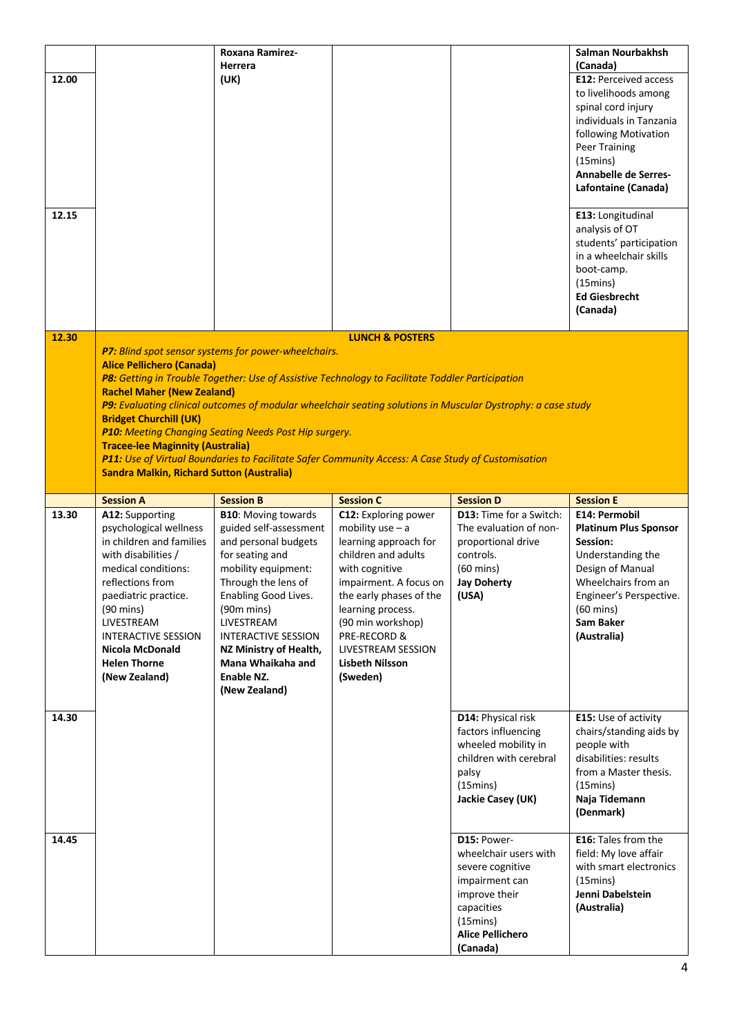| | | | | | |
|---|---|---|---|---|---|
| 12.00 | | **Roxana Ramirez-Herrera (UK)** | | | **Salman Nourbakhsh (Canada)** **E12:** Perceived access to livelihoods among spinal cord injury individuals in Tanzania following Motivation Peer Training (15mins) **Annabelle de Serres-Lafontaine (Canada)** |
| 12.15 | | | | | **E13:** Longitudinal analysis of OT students' participation in a wheelchair skills boot-camp. (15mins) **Ed Giesbrecht (Canada)** |
| 12.30 | **LUNCH & POSTERS** *P7: Blind spot sensor systems for power-wheelchairs.* **Alice Pellichero (Canada)** *P8: Getting in Trouble Together: Use of Assistive Technology to Facilitate Toddler Participation* **Rachel Maher (New Zealand)** *P9: Evaluating clinical outcomes of modular wheelchair seating solutions in Muscular Dystrophy: a case study* **Bridget Churchill (UK)** *P10: Meeting Changing Seating Needs Post Hip surgery.* **Tracee-lee Maginnity (Australia)** *P11: Use of Virtual Boundaries to Facilitate Safer Community Access: A Case Study of Customisation* **Sandra Malkin, Richard Sutton (Australia)** | | | | |
| | **Session A** | **Session B** | **Session C** | **Session D** | **Session E** |
| 13.30 | **A12:** Supporting psychological wellness in children and families with disabilities / medical conditions: reflections from paediatric practice. (90 mins) LIVESTREAM INTERACTIVE SESSION **Nicola McDonald** **Helen Thorne** **(New Zealand)** | **B10**: Moving towards guided self-assessment and personal budgets for seating and mobility equipment: Through the lens of Enabling Good Lives. (90m mins) LIVESTREAM INTERACTIVE SESSION **NZ Ministry of Health, Mana Whaikaha and Enable NZ. (New Zealand)** | **C12:** Exploring power mobility use – a learning approach for children and adults with cognitive impairment. A focus on the early phases of the learning process. (90 min workshop) PRE-RECORD & LIVESTREAM SESSION **Lisbeth Nilsson (Sweden)** | **D13:** Time for a Switch: The evaluation of non-proportional drive controls. (60 mins) **Jay Doherty (USA)** | **E14: Permobil Platinum Plus Sponsor Session:** Understanding the Design of Manual Wheelchairs from an Engineer's Perspective. (60 mins) **Sam Baker (Australia)** |
| 14.30 | | | | **D14:** Physical risk factors influencing wheeled mobility in children with cerebral palsy (15mins) **Jackie Casey (UK)** | **E15:** Use of activity chairs/standing aids by people with disabilities: results from a Master thesis. (15mins) **Naja Tidemann (Denmark)** |
| 14.45 | | | | **D15:** Power-wheelchair users with severe cognitive impairment can improve their capacities (15mins) **Alice Pellichero (Canada)** | **E16:** Tales from the field: My love affair with smart electronics (15mins) **Jenni Dabelstein (Australia)** |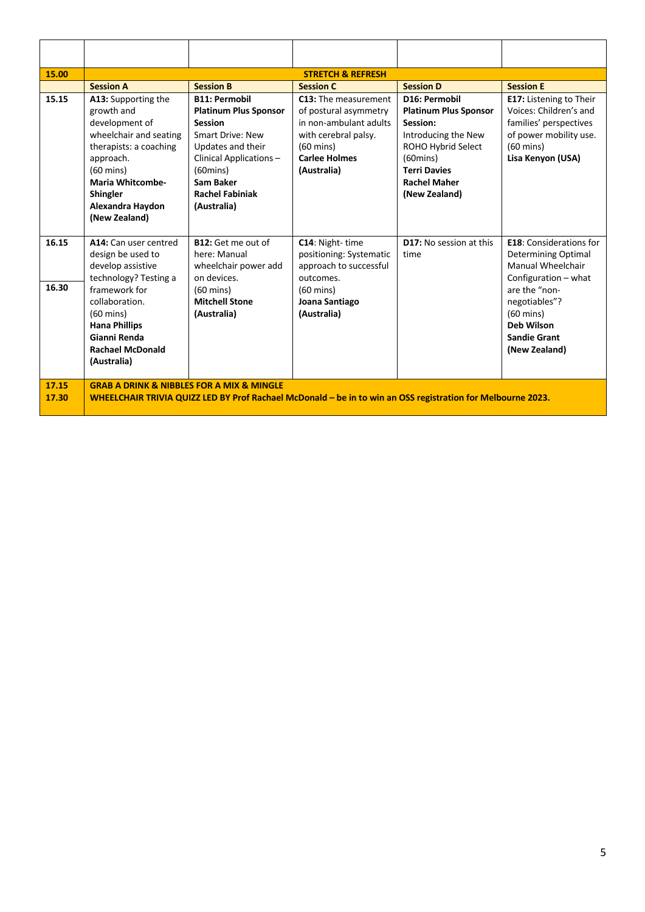| | | | | | |
|---|---|---|---|---|---|
| | | | | | |
| **15.00** | **STRETCH & REFRESH** | | | | |
| | **Session A** | **Session B** | **Session C** | **Session D** | **Session E** |
| **15.15** | **A13:** Supporting the growth and development of wheelchair and seating therapists: a coaching approach. (60 mins) **Maria Whitcombe-Shingler** **Alexandra Haydon** **(New Zealand)** | **B11: Permobil Platinum Plus Sponsor Session** Smart Drive: New Updates and their Clinical Applications – (60mins) **Sam Baker** **Rachel Fabiniak** **(Australia)** | **C13:** The measurement of postural asymmetry in non-ambulant adults with cerebral palsy. (60 mins) **Carlee Holmes** **(Australia)** | **D16: Permobil Platinum Plus Sponsor Session:** Introducing the New ROHO Hybrid Select (60mins) **Terri Davies** **Rachel Maher** **(New Zealand)** | **E17:** Listening to Their Voices: Children's and families' perspectives of power mobility use. (60 mins) **Lisa Kenyon (USA)** |
| **16.15** **16.30** | **A14:** Can user centred design be used to develop assistive technology? Testing a framework for collaboration. (60 mins) **Hana Phillips** **Gianni Renda** **Rachael McDonald** **(Australia)** | **B12:** Get me out of here: Manual wheelchair power add on devices. (60 mins) **Mitchell Stone** **(Australia)** | **C14**: Night- time positioning: Systematic approach to successful outcomes. (60 mins) **Joana Santiago** **(Australia)** | **D17:** No session at this time | **E18**: Considerations for Determining Optimal Manual Wheelchair Configuration – what are the "non-negotiables"? (60 mins) **Deb Wilson** **Sandie Grant** **(New Zealand)** |
| **17.15** **17.30** | **GRAB A DRINK & NIBBLES FOR A MIX & MINGLE** **WHEELCHAIR TRIVIA QUIZ LED BY Prof Rachael McDonald – be in to win an OSS registration for Melbourne 2023.** | | | | |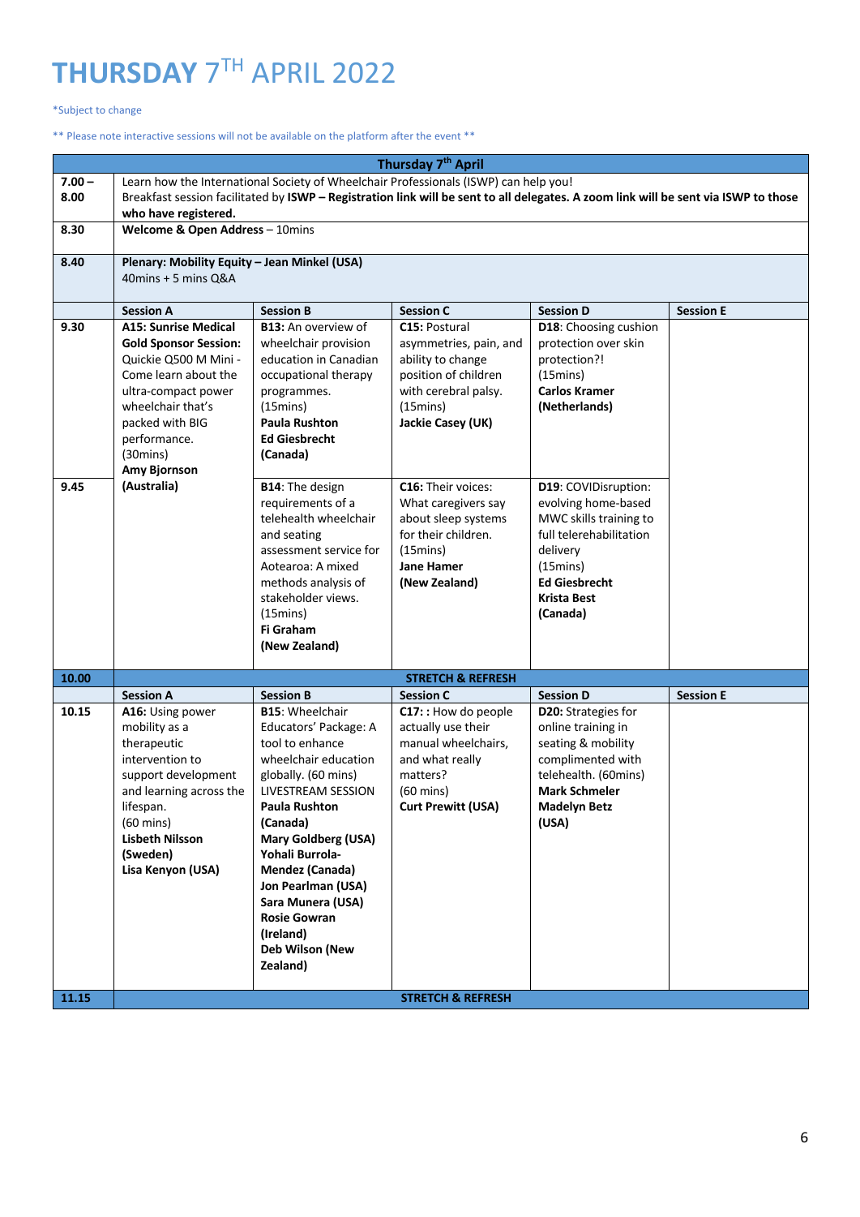# THURSDAY 7TH APRIL 2022

*Subject to change

** Please note interactive sessions will not be available on the platform after the event **

| Thursday 7th April | | | | | |
|---|---|---|---|---|---|
| **7.00 – 8.00** | Learn how the International Society of Wheelchair Professionals (ISWP) can help you! Breakfast session facilitated by **ISWP – Registration link will be sent to all delegates. A zoom link will be sent via ISWP to those who have registered.** | | | | |
| **8.30** | **Welcome & Open Address** – 10mins | | | | |
| **8.40** | **Plenary: Mobility Equity – Jean Minkel (USA)** 40mins + 5 mins Q&A | | | | |
| | **Session A** | **Session B** | **Session C** | **Session D** | **Session E** |
| **9.30** | **A15: Sunrise Medical Gold Sponsor Session:** Quickie Q500 M Mini - Come learn about the ultra-compact power wheelchair that's packed with BIG performance. (30mins) **Amy Bjornson (Australia)** | **B13:** An overview of wheelchair provision education in Canadian occupational therapy programmes. (15mins) **Paula Rushton** **Ed Giesbrecht (Canada)** | **C15:** Postural asymmetries, pain, and ability to change position of children with cerebral palsy. (15mins) **Jackie Casey (UK)** | **D18**: Choosing cushion protection over skin protection?! (15mins) **Carlos Kramer (Netherlands)** | |
| **9.45** | | **B14**: The design requirements of a telehealth wheelchair and seating assessment service for Aotearoa: A mixed methods analysis of stakeholder views. (15mins) **Fi Graham (New Zealand)** | **C16:** Their voices: What caregivers say about sleep systems for their children. (15mins) **Jane Hamer (New Zealand)** | **D19**: COVIDisruption: evolving home-based MWC skills training to full telerehabilitation delivery (15mins) **Ed Giesbrecht** **Krista Best (Canada)** | |
| **10.00** | **STRETCH & REFRESH** | | | | |
| | **Session A** | **Session B** | **Session C** | **Session D** | **Session E** |
| **10.15** | **A16:** Using power mobility as a therapeutic intervention to support development and learning across the lifespan. (60 mins) **Lisbeth Nilsson (Sweden)** **Lisa Kenyon (USA)** | **B15**: Wheelchair Educators' Package: A tool to enhance wheelchair education globally. (60 mins) LIVESTREAM SESSION **Paula Rushton (Canada)** **Mary Goldberg (USA)** **Yohali Burrola-Mendez (Canada)** **Jon Pearlman (USA)** **Sara Munera (USA)** **Rosie Gowran (Ireland)** **Deb Wilson (New Zealand)** | **C17:** : How do people actually use their manual wheelchairs, and what really matters? (60 mins) **Curt Prewitt (USA)** | **D20:** Strategies for online training in seating & mobility complimented with telehealth. (60mins) **Mark Schmeler** **Madelyn Betz (USA)** | |
| **11.15** | **STRETCH & REFRESH** | | | | |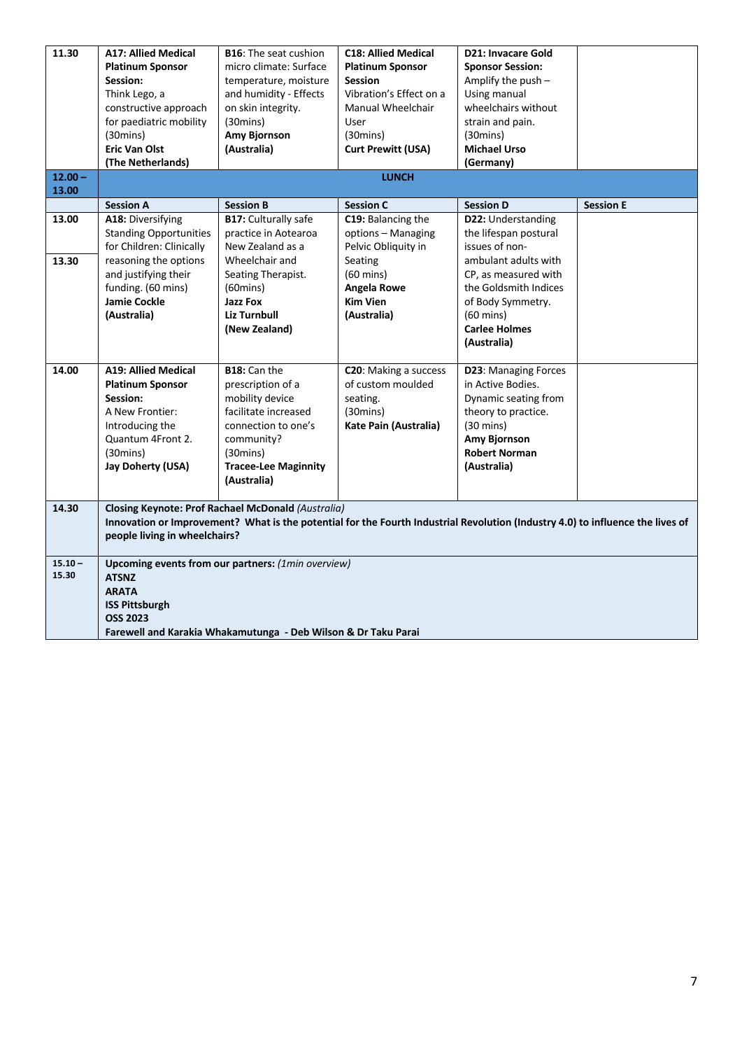| | | | | | |
|---|---|---|---|---|---|
| 11.30 | **A17: Allied Medical Platinum Sponsor Session:** Think Lego, a constructive approach for paediatric mobility (30mins) **Eric Van Olst (The Netherlands)** | **B16**: The seat cushion micro climate: Surface temperature, moisture and humidity - Effects on skin integrity. (30mins) **Amy Bjornson (Australia)** | **C18: Allied Medical Platinum Sponsor Session** Vibration's Effect on a Manual Wheelchair User (30mins) **Curt Prewitt (USA)** | **D21: Invacare Gold Sponsor Session:** Amplify the push – Using manual wheelchairs without strain and pain. (30mins) **Michael Urso (Germany)** | |
| **12.00 – 13.00** | | | **LUNCH** | | |
| | **Session A** | **Session B** | **Session C** | **Session D** | **Session E** |
| 13.00<br><br>13.30 | **A18:** Diversifying Standing Opportunities for Children: Clinically reasoning the options and justifying their funding. (60 mins) **Jamie Cockle (Australia)** | **B17:** Culturally safe practice in Aotearoa New Zealand as a Wheelchair and Seating Therapist. (60mins) **Jazz Fox Liz Turnbull (New Zealand)** | **C19:** Balancing the options – Managing Pelvic Obliquity in Seating (60 mins) **Angela Rowe Kim Vien (Australia)** | **D22:** Understanding the lifespan postural issues of non-ambulant adults with CP, as measured with the Goldsmith Indices of Body Symmetry. (60 mins) **Carlee Holmes (Australia)** | |
| 14.00 | **A19: Allied Medical Platinum Sponsor Session:** A New Frontier: Introducing the Quantum 4Front 2. (30mins) **Jay Doherty (USA)** | **B18:** Can the prescription of a mobility device facilitate increased connection to one's community? (30mins) **Tracee-Lee Maginnity (Australia)** | **C20**: Making a success of custom moulded seating. (30mins) **Kate Pain (Australia)** | **D23**: Managing Forces in Active Bodies. Dynamic seating from theory to practice. (30 mins) **Amy Bjornson Robert Norman (Australia)** | |
| 14.30 | **Closing Keynote: Prof Rachael McDonald** *(Australia)*<br>**Innovation or Improvement? What is the potential for the Fourth Industrial Revolution (Industry 4.0) to influence the lives of people living in wheelchairs?** | | | | |
| 15.10 – 15.30 | **Upcoming events from our partners:** *(1min overview)*<br>**ATSNZ**<br>**ARATA**<br>**ISS Pittsburgh**<br>**OSS 2023**<br>**Farewell and Karakia Whakamutunga - Deb Wilson & Dr Taku Parai** | | | | |